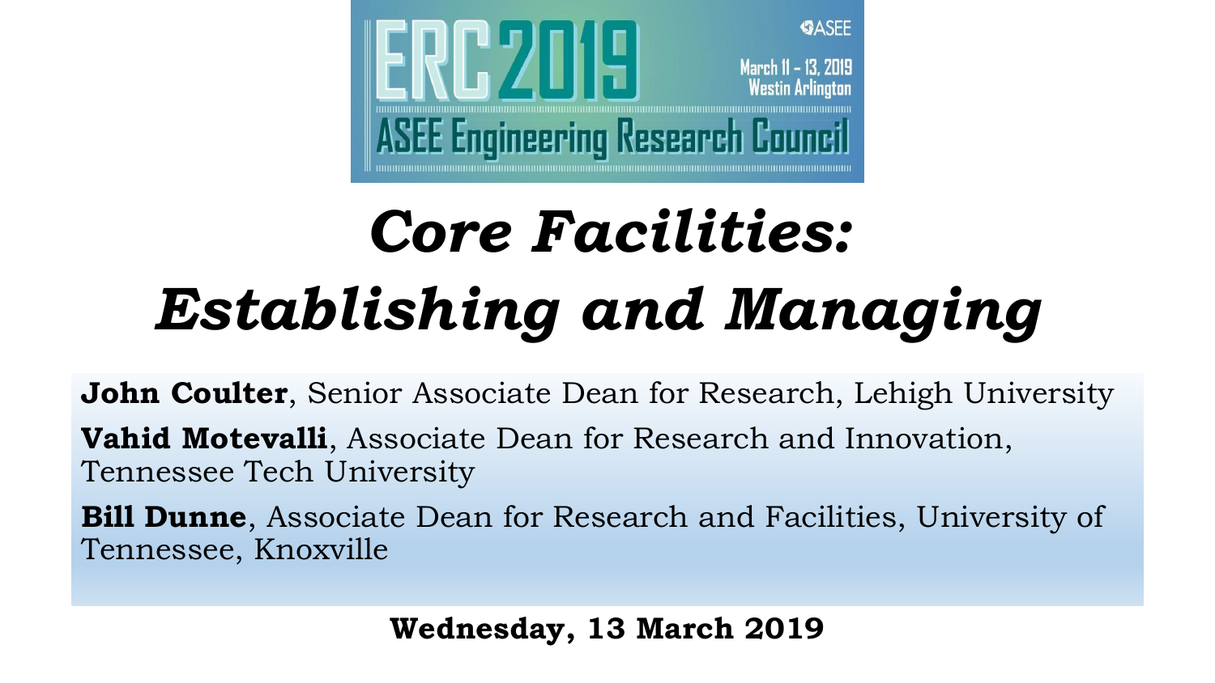ERC 2019

ASEE

March 11 – 13, 2019
Westin Arlington

ASEE Engineering Research Council

# *Core Facilities: Establishing and Managing*

**John Coulter**, Senior Associate Dean for Research, Lehigh University

**Vahid Motevalli**, Associate Dean for Research and Innovation, Tennessee Tech University

**Bill Dunne**, Associate Dean for Research and Facilities, University of Tennessee, Knoxville

**Wednesday, 13 March 2019**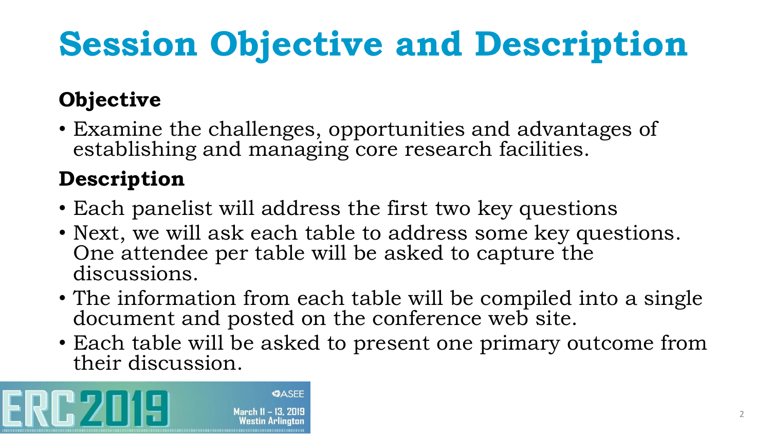# Session Objective and Description

## Objective

- Examine the challenges, opportunities and advantages of establishing and managing core research facilities.

## Description

- Each panelist will address the first two key questions
- Next, we will ask each table to address some key questions. One attendee per table will be asked to capture the discussions.
- The information from each table will be compiled into a single document and posted on the conference web site.
- Each table will be asked to present one primary outcome from their discussion.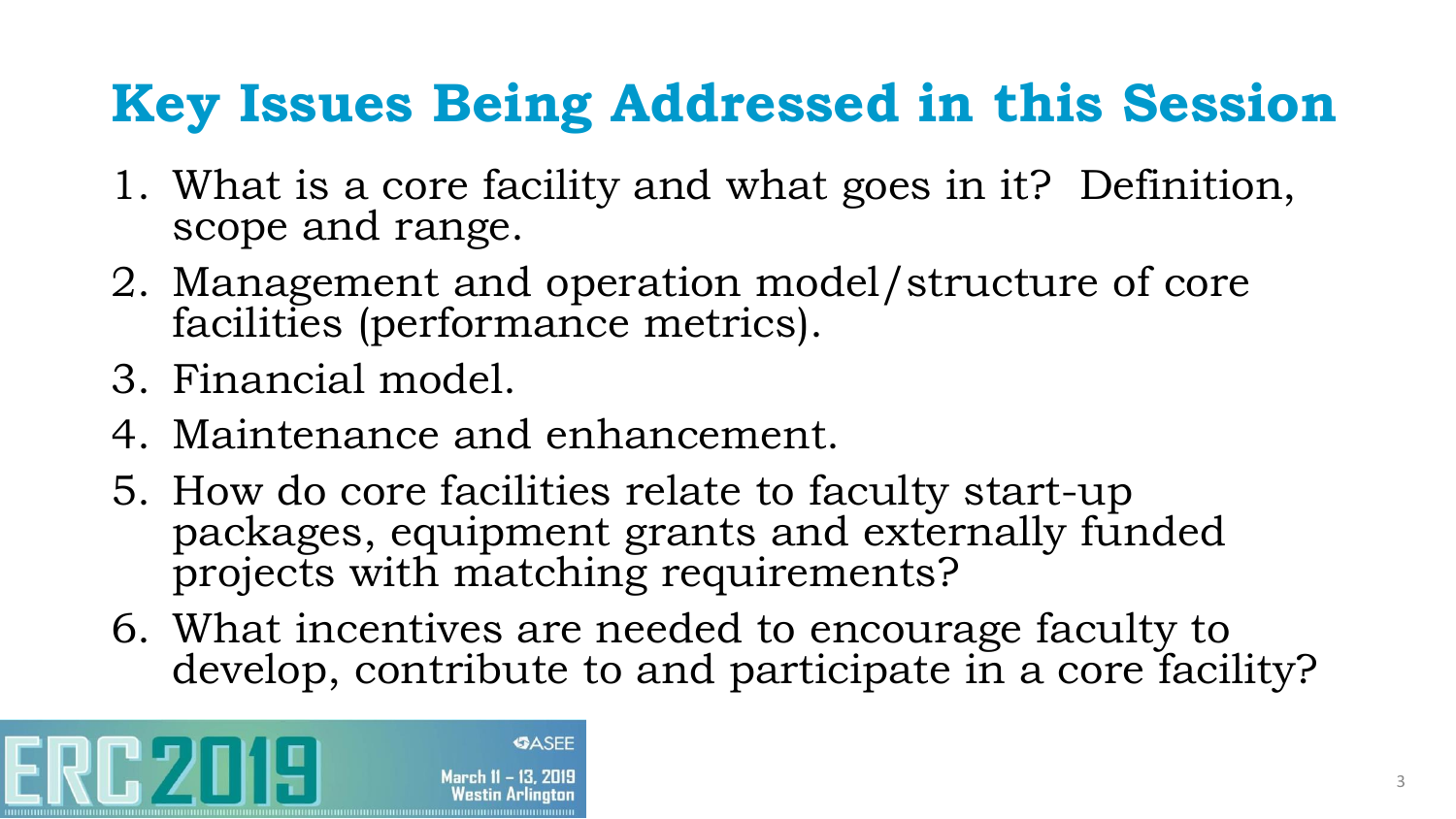# Key Issues Being Addressed in this Session

1. What is a core facility and what goes in it? Definition, scope and range.
2. Management and operation model/structure of core facilities (performance metrics).
3. Financial model.
4. Maintenance and enhancement.
5. How do core facilities relate to faculty start-up packages, equipment grants and externally funded projects with matching requirements?
6. What incentives are needed to encourage faculty to develop, contribute to and participate in a core facility?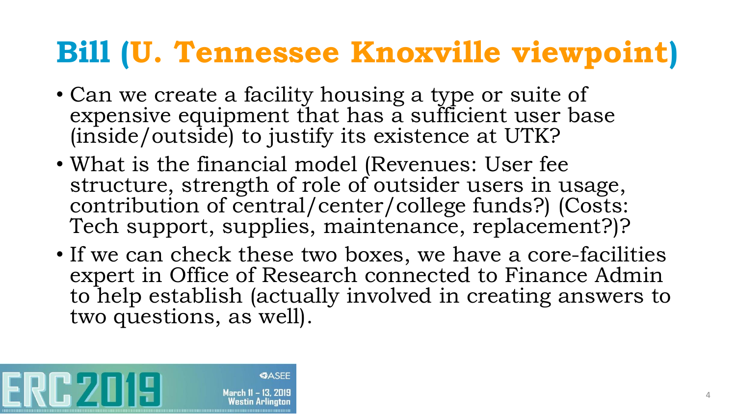# Bill (U. Tennessee Knoxville viewpoint)

- Can we create a facility housing a type or suite of expensive equipment that has a sufficient user base (inside/outside) to justify its existence at UTK?
- What is the financial model (Revenues: User fee structure, strength of role of outsider users in usage, contribution of central/center/college funds?) (Costs: Tech support, supplies, maintenance, replacement?)?
- If we can check these two boxes, we have a core-facilities expert in Office of Research connected to Finance Admin to help establish (actually involved in creating answers to two questions, as well).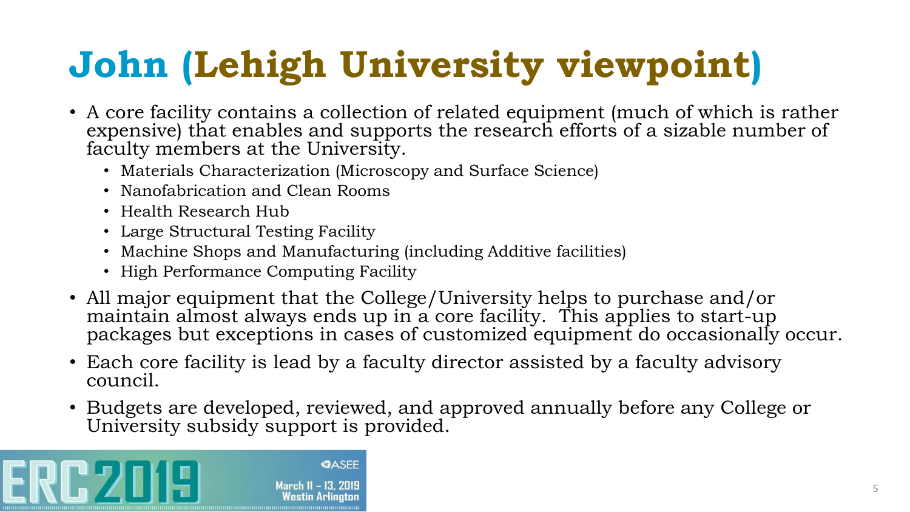# John (Lehigh University viewpoint)

- A core facility contains a collection of related equipment (much of which is rather expensive) that enables and supports the research efforts of a sizable number of faculty members at the University.
  - Materials Characterization (Microscopy and Surface Science)
  - Nanofabrication and Clean Rooms
  - Health Research Hub
  - Large Structural Testing Facility
  - Machine Shops and Manufacturing (including Additive facilities)
  - High Performance Computing Facility
- All major equipment that the College/University helps to purchase and/or maintain almost always ends up in a core facility. This applies to start-up packages but exceptions in cases of customized equipment do occasionally occur.
- Each core facility is lead by a faculty director assisted by a faculty advisory council.
- Budgets are developed, reviewed, and approved annually before any College or University subsidy support is provided.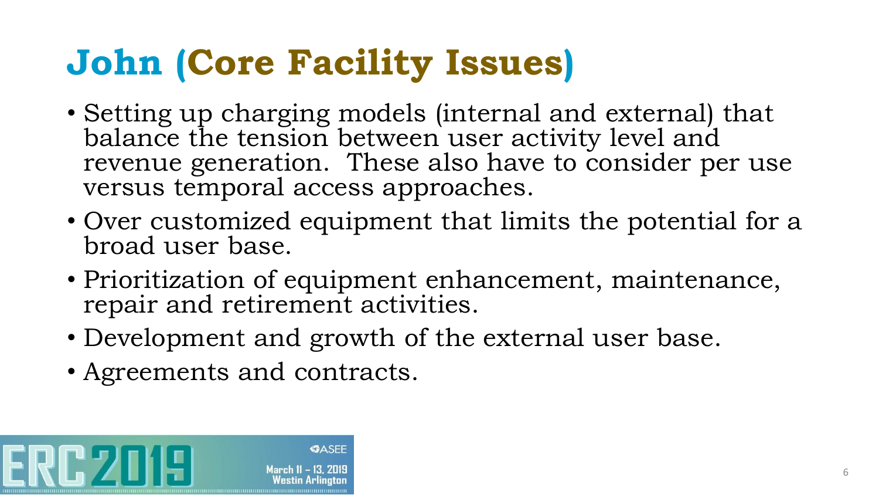# John (Core Facility Issues)

- Setting up charging models (internal and external) that balance the tension between user activity level and revenue generation. These also have to consider per use versus temporal access approaches.
- Over customized equipment that limits the potential for a broad user base.
- Prioritization of equipment enhancement, maintenance, repair and retirement activities.
- Development and growth of the external user base.
- Agreements and contracts.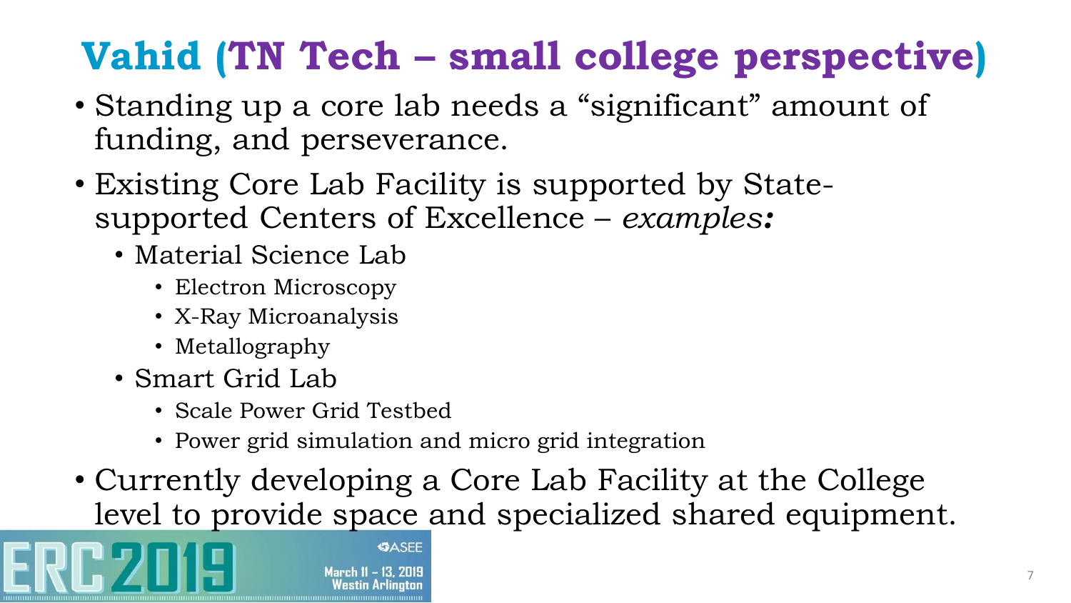# Vahid (TN Tech – small college perspective)

- Standing up a core lab needs a "significant" amount of funding, and perseverance.
- Existing Core Lab Facility is supported by State-supported Centers of Excellence – *examples**:***
  - Material Science Lab
    - Electron Microscopy
    - X-Ray Microanalysis
    - Metallography
  - Smart Grid Lab
    - Scale Power Grid Testbed
    - Power grid simulation and micro grid integration
- Currently developing a Core Lab Facility at the College level to provide space and specialized shared equipment.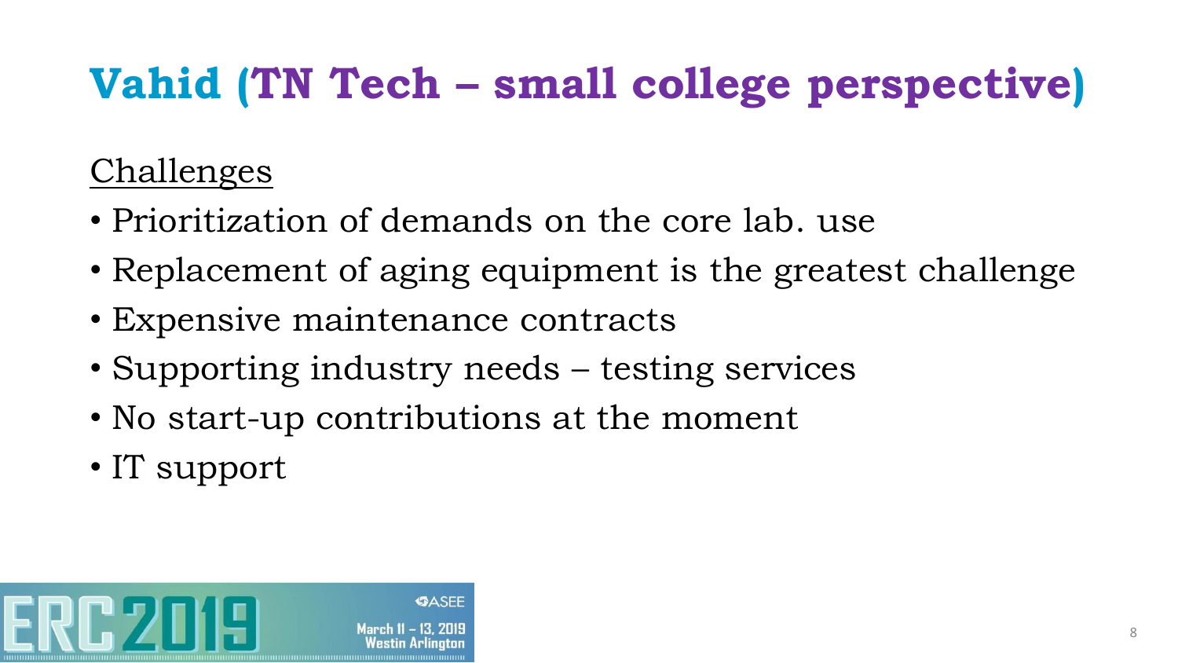# Vahid (TN Tech – small college perspective)

Challenges

- Prioritization of demands on the core lab. use
- Replacement of aging equipment is the greatest challenge
- Expensive maintenance contracts
- Supporting industry needs – testing services
- No start-up contributions at the moment
- IT support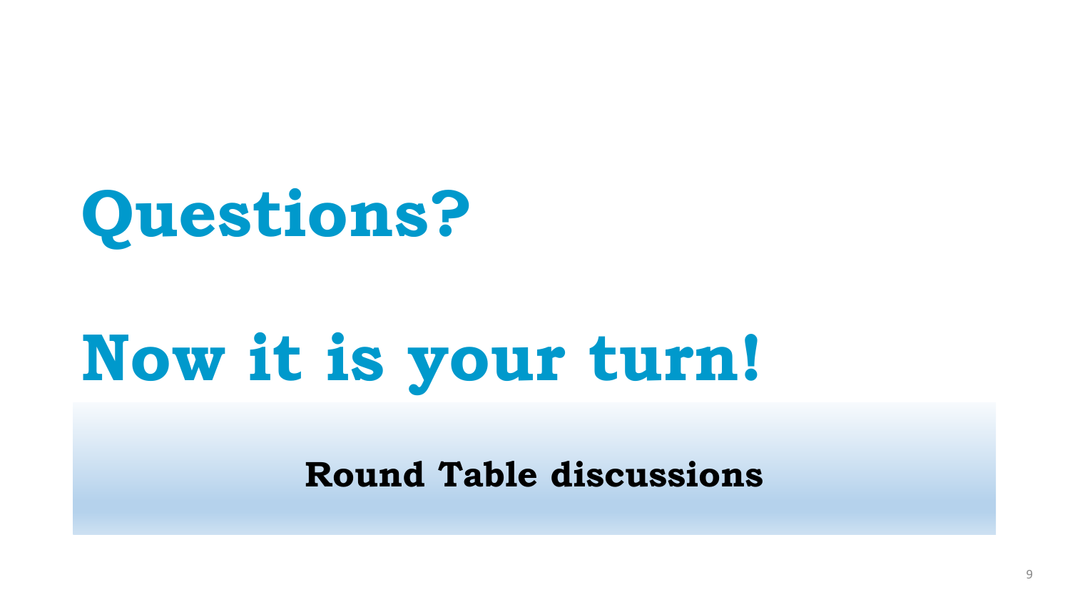# Questions?

# Now it is your turn!

**Round Table discussions**